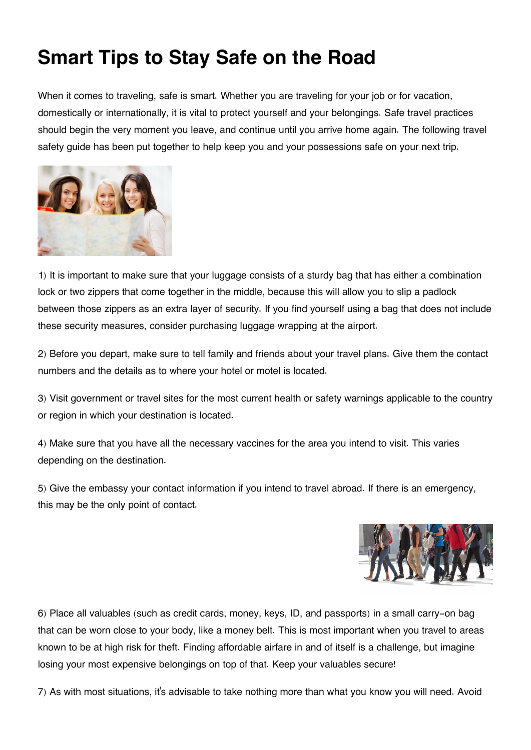# Smart Tips to Stay Safe on the Road

When it comes to traveling, safe is smart. Whether you are traveling for your job or for vacation, domestically or internationally, it is vital to protect yourself and your belongings. Safe travel practices should begin the very moment you leave, and continue until you arrive home again. The following travel safety guide has been put together to help keep you and your possessions safe on your next trip.

1) It is important to make sure that your luggage consists of a sturdy bag that has either a combination lock or two zippers that come together in the middle, because this will allow you to slip a padlock between those zippers as an extra layer of security. If you find yourself using a bag that does not include these security measures, consider purchasing luggage wrapping at the airport.

2) Before you depart, make sure to tell family and friends about your travel plans. Give them the contact numbers and the details as to where your hotel or motel is located.

3) Visit government or travel sites for the most current health or safety warnings applicable to the country or region in which your destination is located.

4) Make sure that you have all the necessary vaccines for the area you intend to visit. This varies depending on the destination.

5) Give the embassy your contact information if you intend to travel abroad. If there is an emergency, this may be the only point of contact.

6) Place all valuables (such as credit cards, money, keys, ID, and passports) in a small carry-on bag that can be worn close to your body, like a money belt. This is most important when you travel to areas known to be at high risk for theft. Finding affordable airfare in and of itself is a challenge, but imagine losing your most expensive belongings on top of that. Keep your valuables secure!

7) As with most situations, it's advisable to take nothing more than what you know you will need. Avoid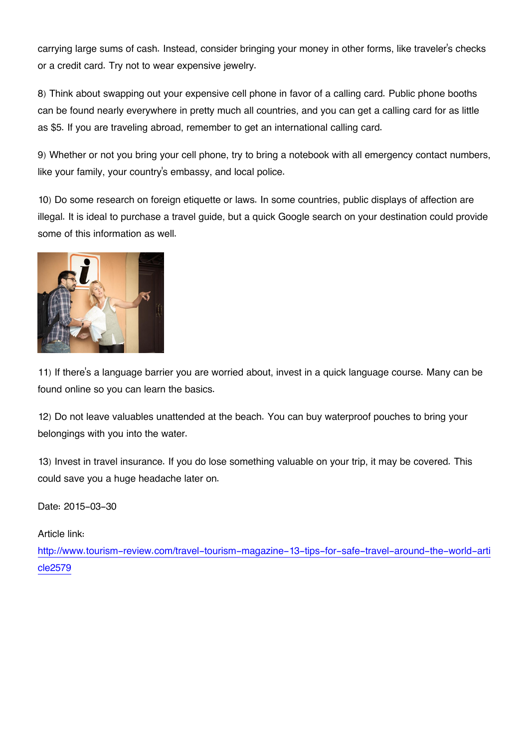carrying large sums of cash. Instead, consider bringing your money in other forms, like traveler's checks or a credit card. Try not to wear expensive jewelry.

8) Think about swapping out your expensive cell phone in favor of a calling card. Public phone booths can be found nearly everywhere in pretty much all countries, and you can get a calling card for as little as $5. If you are traveling abroad, remember to get an international calling card.

9) Whether or not you bring your cell phone, try to bring a notebook with all emergency contact numbers, like your family, your country's embassy, and local police.

10) Do some research on foreign etiquette or laws. In some countries, public displays of affection are illegal. It is ideal to purchase a travel guide, but a quick Google search on your destination could provide some of this information as well.

11) If there's a language barrier you are worried about, invest in a quick language course. Many can be found online so you can learn the basics.

12) Do not leave valuables unattended at the beach. You can buy waterproof pouches to bring your belongings with you into the water.

13) Invest in travel insurance. If you do lose something valuable on your trip, it may be covered. This could save you a huge headache later on.

Date: 2015-03-30

Article link:
http://www.tourism-review.com/travel-tourism-magazine-13-tips-for-safe-travel-around-the-world-article2579